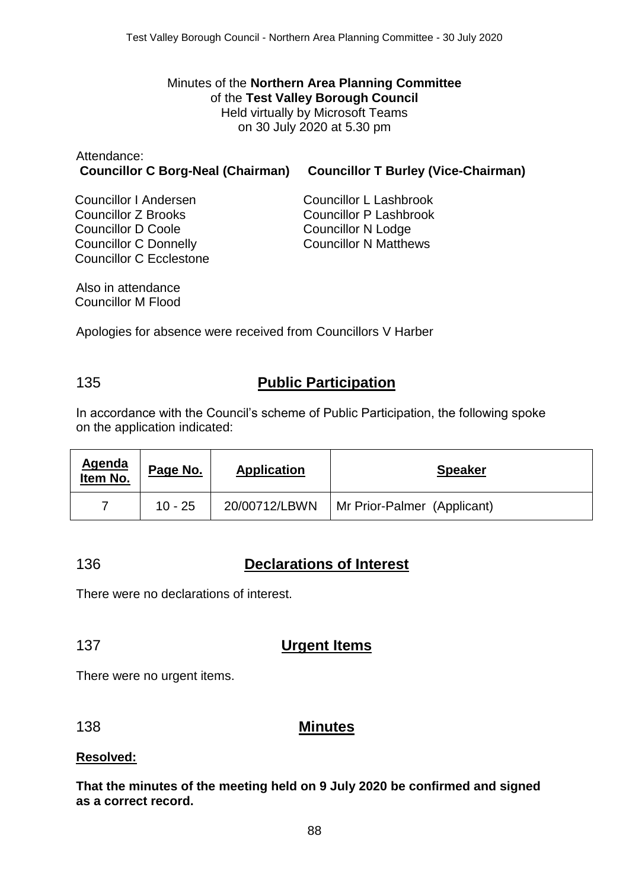Minutes of the **Northern Area Planning Committee**
of the **Test Valley Borough Council**
Held virtually by Microsoft Teams
on 30 July 2020 at 5.30 pm

Attendance:
**Councillor C Borg-Neal (Chairman)** **Councillor T Burley (Vice-Chairman)**

Councillor I Andersen
Councillor Z Brooks
Councillor D Coole
Councillor C Donnelly
Councillor C Ecclestone
Councillor L Lashbrook
Councillor P Lashbrook
Councillor N Lodge
Councillor N Matthews

Also in attendance
Councillor M Flood

Apologies for absence were received from Councillors V Harber

## 135 Public Participation

In accordance with the Council's scheme of Public Participation, the following spoke on the application indicated:

| Agenda Item No. | Page No. | Application | Speaker |
|---|---|---|---|
| 7 | 10 - 25 | 20/00712/LBWN | Mr Prior-Palmer (Applicant) |

## 136 Declarations of Interest

There were no declarations of interest.

## 137 Urgent Items

There were no urgent items.

## 138 Minutes

**Resolved:**

**That the minutes of the meeting held on 9 July 2020 be confirmed and signed as a correct record.**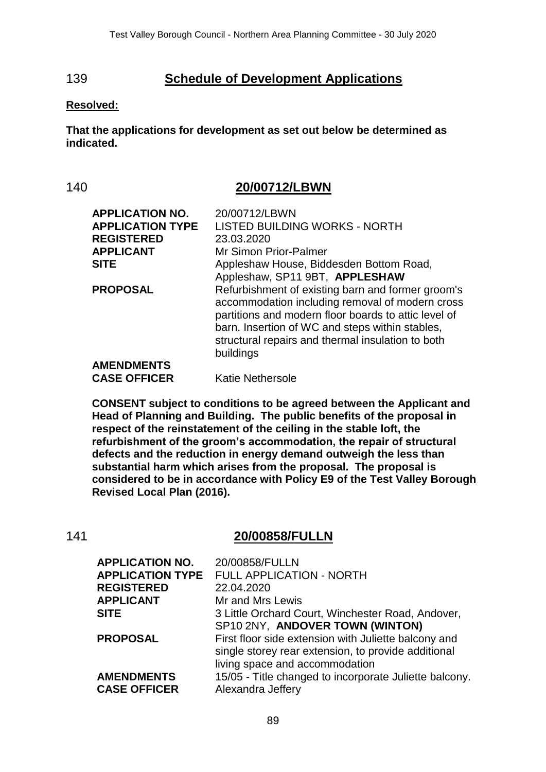## 139 Schedule of Development Applications

**Resolved:**

**That the applications for development as set out below be determined as indicated.**

## 140 20/00712/LBWN

| | |
|---|---|
| **APPLICATION NO.** | 20/00712/LBWN |
| **APPLICATION TYPE** | LISTED BUILDING WORKS - NORTH |
| **REGISTERED** | 23.03.2020 |
| **APPLICANT** | Mr Simon Prior-Palmer |
| **SITE** | Appleshaw House, Biddesden Bottom Road, Appleshaw, SP11 9BT, **APPLESHAW** |
| **PROPOSAL** | Refurbishment of existing barn and former groom's accommodation including removal of modern cross partitions and modern floor boards to attic level of barn. Insertion of WC and steps within stables, structural repairs and thermal insulation to both buildings |
| **AMENDMENTS** | |
| **CASE OFFICER** | Katie Nethersole |

**CONSENT subject to conditions to be agreed between the Applicant and Head of Planning and Building. The public benefits of the proposal in respect of the reinstatement of the ceiling in the stable loft, the refurbishment of the groom's accommodation, the repair of structural defects and the reduction in energy demand outweigh the less than substantial harm which arises from the proposal. The proposal is considered to be in accordance with Policy E9 of the Test Valley Borough Revised Local Plan (2016).**

## 141 20/00858/FULLN

| | |
|---|---|
| **APPLICATION NO.** | 20/00858/FULLN |
| **APPLICATION TYPE** | FULL APPLICATION - NORTH |
| **REGISTERED** | 22.04.2020 |
| **APPLICANT** | Mr and Mrs Lewis |
| **SITE** | 3 Little Orchard Court, Winchester Road, Andover, SP10 2NY, **ANDOVER TOWN (WINTON)** |
| **PROPOSAL** | First floor side extension with Juliette balcony and single storey rear extension, to provide additional living space and accommodation |
| **AMENDMENTS** | 15/05 - Title changed to incorporate Juliette balcony. |
| **CASE OFFICER** | Alexandra Jeffery |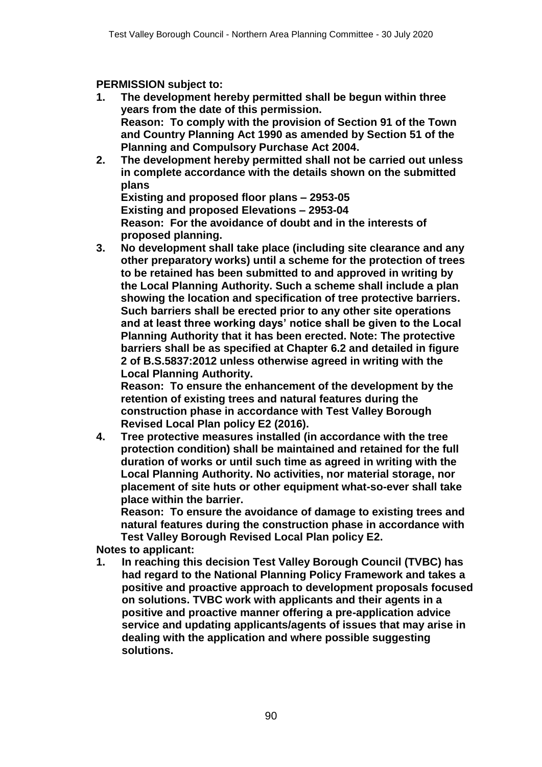**PERMISSION subject to:**

1. **The development hereby permitted shall be begun within three years from the date of this permission.**
   **Reason: To comply with the provision of Section 91 of the Town and Country Planning Act 1990 as amended by Section 51 of the Planning and Compulsory Purchase Act 2004.**
2. **The development hereby permitted shall not be carried out unless in complete accordance with the details shown on the submitted plans**
   **Existing and proposed floor plans – 2953-05**
   **Existing and proposed Elevations – 2953-04**
   **Reason: For the avoidance of doubt and in the interests of proposed planning.**
3. **No development shall take place (including site clearance and any other preparatory works) until a scheme for the protection of trees to be retained has been submitted to and approved in writing by the Local Planning Authority. Such a scheme shall include a plan showing the location and specification of tree protective barriers. Such barriers shall be erected prior to any other site operations and at least three working days' notice shall be given to the Local Planning Authority that it has been erected. Note: The protective barriers shall be as specified at Chapter 6.2 and detailed in figure 2 of B.S.5837:2012 unless otherwise agreed in writing with the Local Planning Authority.**
   **Reason: To ensure the enhancement of the development by the retention of existing trees and natural features during the construction phase in accordance with Test Valley Borough Revised Local Plan policy E2 (2016).**
4. **Tree protective measures installed (in accordance with the tree protection condition) shall be maintained and retained for the full duration of works or until such time as agreed in writing with the Local Planning Authority. No activities, nor material storage, nor placement of site huts or other equipment what-so-ever shall take place within the barrier.**
   **Reason: To ensure the avoidance of damage to existing trees and natural features during the construction phase in accordance with Test Valley Borough Revised Local Plan policy E2.**

**Notes to applicant:**

1. **In reaching this decision Test Valley Borough Council (TVBC) has had regard to the National Planning Policy Framework and takes a positive and proactive approach to development proposals focused on solutions. TVBC work with applicants and their agents in a positive and proactive manner offering a pre-application advice service and updating applicants/agents of issues that may arise in dealing with the application and where possible suggesting solutions.**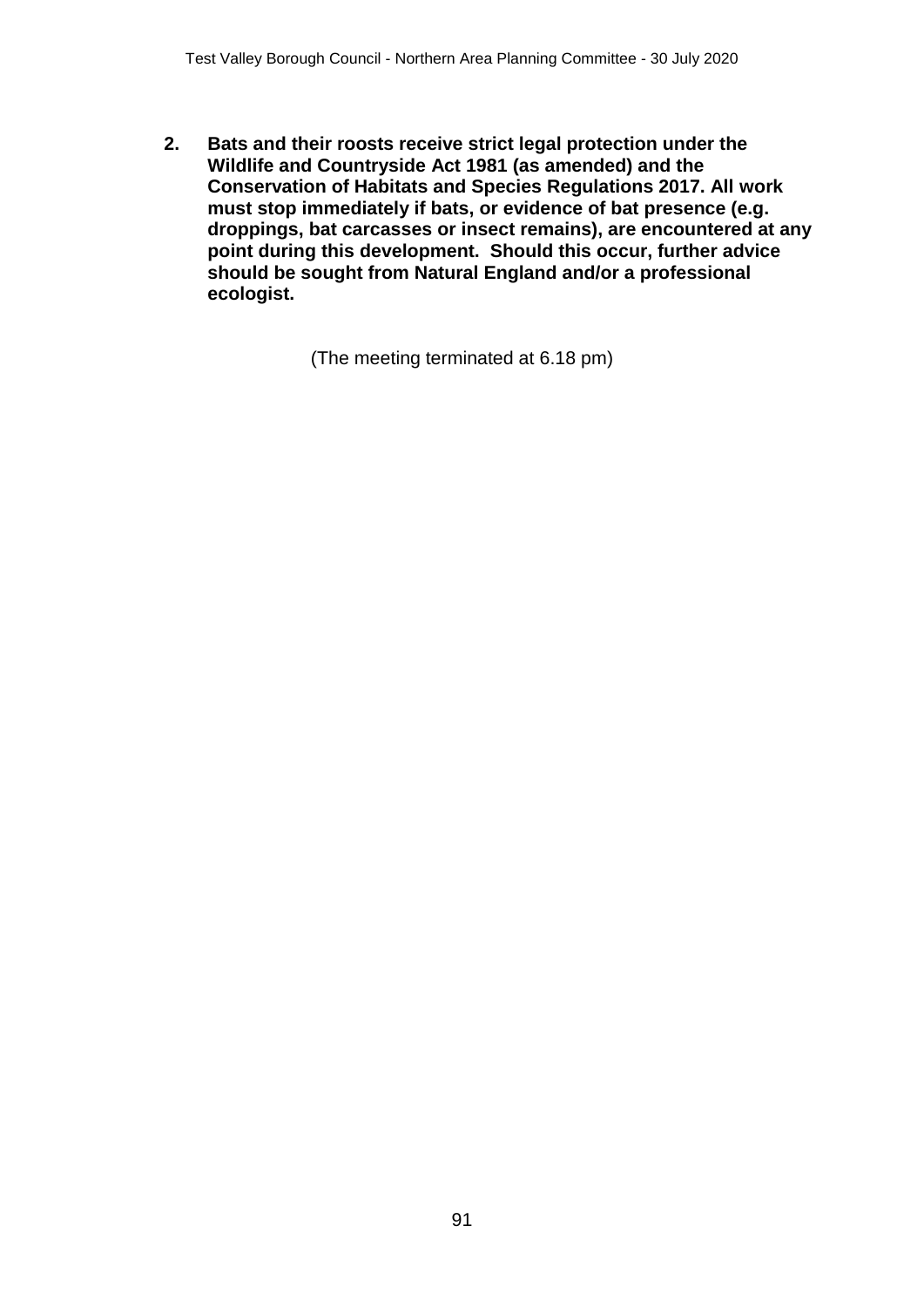2. **Bats and their roosts receive strict legal protection under the Wildlife and Countryside Act 1981 (as amended) and the Conservation of Habitats and Species Regulations 2017. All work must stop immediately if bats, or evidence of bat presence (e.g. droppings, bat carcasses or insect remains), are encountered at any point during this development. Should this occur, further advice should be sought from Natural England and/or a professional ecologist.**

(The meeting terminated at 6.18 pm)